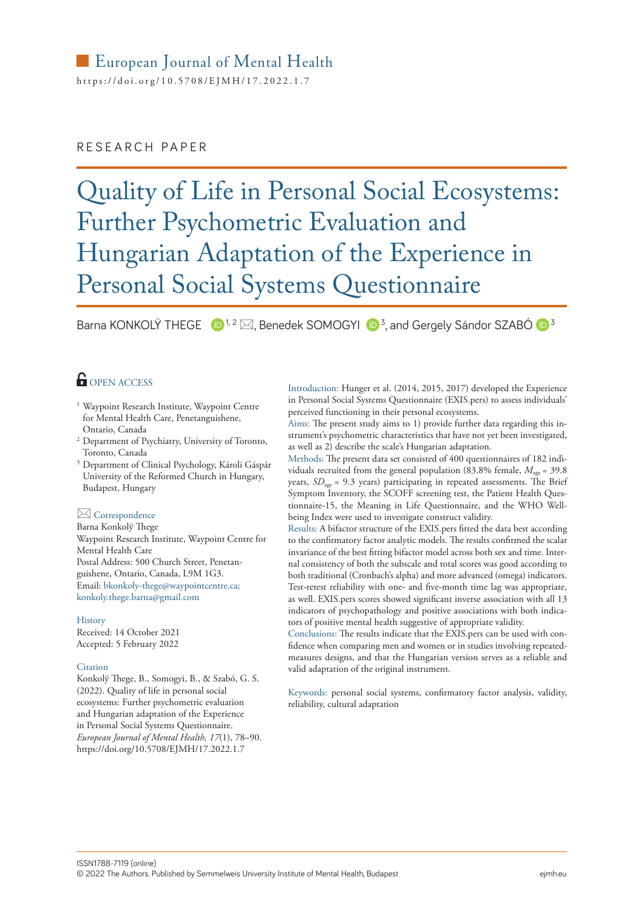European Journal of Mental Health

https://doi.org/10.5708/EJMH/17.2022.1.7

RESEARCH PAPER

# Quality of Life in Personal Social Ecosystems: Further Psychometric Evaluation and Hungarian Adaptation of the Experience in Personal Social Systems Questionnaire

Barna KONKOLŸ THEGE [1, 2], Benedek SOMOGYI [3], and Gergely Sándor SZABÓ [3]

OPEN ACCESS

[1] Waypoint Research Institute, Waypoint Centre for Mental Health Care, Penetanguishene, Ontario, Canada

[2] Department of Psychiatry, University of Toronto, Toronto, Canada

[3] Department of Clinical Psychology, Károli Gáspár University of the Reformed Church in Hungary, Budapest, Hungary

**Correspondence**

Barna Konkolÿ Thege
Waypoint Research Institute, Waypoint Centre for Mental Health Care
Postal Address: 500 Church Street, Penetanguishene, Ontario, Canada, L9M 1G3.
Email: bkonkoly-thege@waypointcentre.ca; konkoly.thege.barna@gmail.com

**History**

Received: 14 October 2021
Accepted: 5 February 2022

**Citation**

Konkolÿ Thege, B., Somogyi, B., & Szabó, G. S. (2022). Quality of life in personal social ecosystems: Further psychometric evaluation and Hungarian adaptation of the Experience in Personal Social Systems Questionnaire. *European Journal of Mental Health, 17*(1), 78–90. https://doi.org/10.5708/EJMH/17.2022.1.7

Introduction: Hunger et al. (2014, 2015, 2017) developed the Experience in Personal Social Systems Questionnaire (EXIS.pers) to assess individuals' perceived functioning in their personal ecosystems.

Aims: The present study aims to 1) provide further data regarding this instrument's psychometric characteristics that have not yet been investigated, as well as 2) describe the scale's Hungarian adaptation.

Methods: The present data set consisted of 400 questionnaires of 182 individuals recruited from the general population (83.8% female, $M_{age}$ = 39.8 years, $SD_{age}$ = 9.3 years) participating in repeated assessments. The Brief Symptom Inventory, the SCOFF screening test, the Patient Health Questionnaire-15, the Meaning in Life Questionnaire, and the WHO Well-being Index were used to investigate construct validity.

Results: A bifactor structure of the EXIS.pers fitted the data best according to the confirmatory factor analytic models. The results confirmed the scalar invariance of the best fitting bifactor model across both sex and time. Internal consistency of both the subscale and total scores was good according to both traditional (Cronbach's alpha) and more advanced (omega) indicators. Test-retest reliability with one- and five-month time lag was appropriate, as well. EXIS.pers scores showed significant inverse association with all 13 indicators of psychopathology and positive associations with both indicators of positive mental health suggestive of appropriate validity.

Conclusions: The results indicate that the EXIS.pers can be used with confidence when comparing men and women or in studies involving repeated-measures designs, and that the Hungarian version serves as a reliable and valid adaptation of the original instrument.

Keywords: personal social systems, confirmatory factor analysis, validity, reliability, cultural adaptation

ISSN1788-7119 (online)
© 2022 The Authors. Published by Semmelweis University Institute of Mental Health, Budapest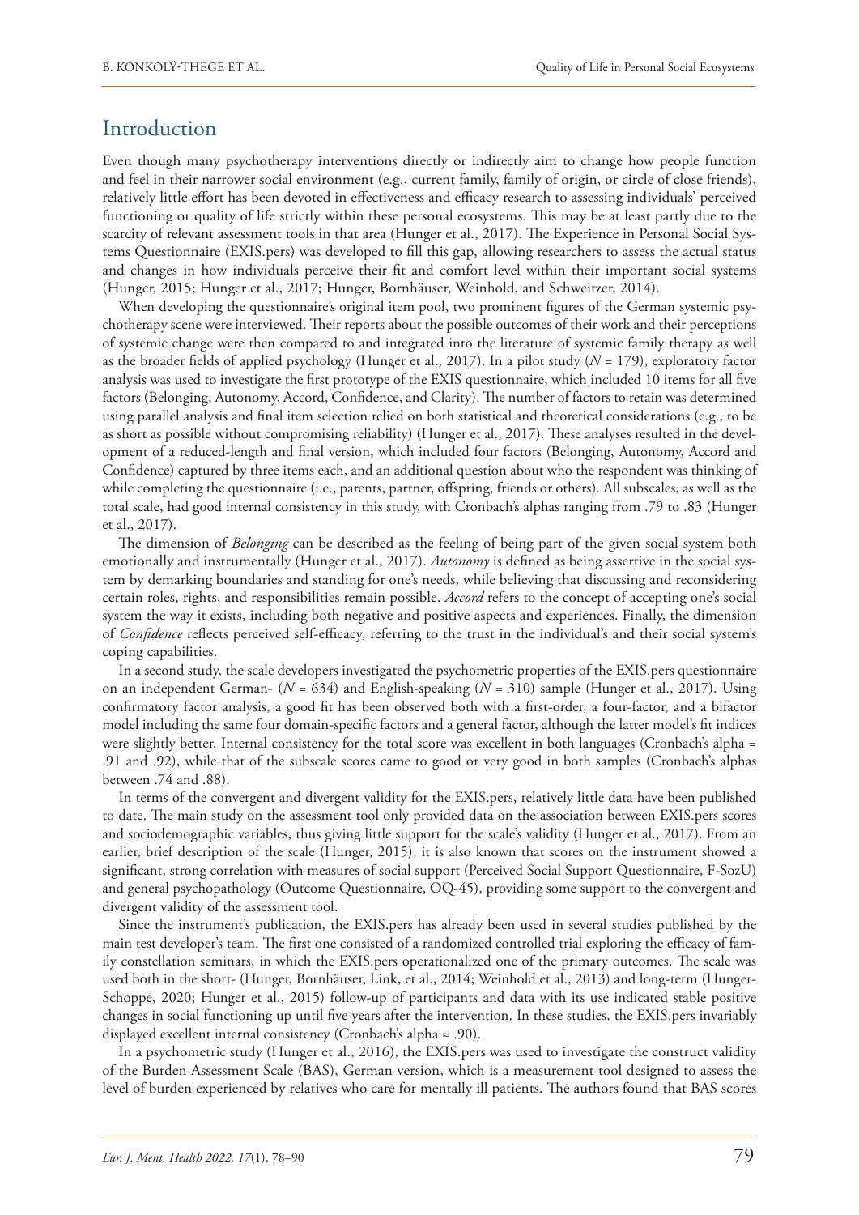## Introduction

Even though many psychotherapy interventions directly or indirectly aim to change how people function and feel in their narrower social environment (e.g., current family, family of origin, or circle of close friends), relatively little effort has been devoted in effectiveness and efficacy research to assessing individuals' perceived functioning or quality of life strictly within these personal ecosystems. This may be at least partly due to the scarcity of relevant assessment tools in that area (Hunger et al., 2017). The Experience in Personal Social Systems Questionnaire (EXIS.pers) was developed to fill this gap, allowing researchers to assess the actual status and changes in how individuals perceive their fit and comfort level within their important social systems (Hunger, 2015; Hunger et al., 2017; Hunger, Bornhäuser, Weinhold, and Schweitzer, 2014).

When developing the questionnaire's original item pool, two prominent figures of the German systemic psychotherapy scene were interviewed. Their reports about the possible outcomes of their work and their perceptions of systemic change were then compared to and integrated into the literature of systemic family therapy as well as the broader fields of applied psychology (Hunger et al., 2017). In a pilot study ($N$ = 179), exploratory factor analysis was used to investigate the first prototype of the EXIS questionnaire, which included 10 items for all five factors (Belonging, Autonomy, Accord, Confidence, and Clarity). The number of factors to retain was determined using parallel analysis and final item selection relied on both statistical and theoretical considerations (e.g., to be as short as possible without compromising reliability) (Hunger et al., 2017). These analyses resulted in the development of a reduced-length and final version, which included four factors (Belonging, Autonomy, Accord and Confidence) captured by three items each, and an additional question about who the respondent was thinking of while completing the questionnaire (i.e., parents, partner, offspring, friends or others). All subscales, as well as the total scale, had good internal consistency in this study, with Cronbach's alphas ranging from .79 to .83 (Hunger et al., 2017).

The dimension of *Belonging* can be described as the feeling of being part of the given social system both emotionally and instrumentally (Hunger et al., 2017). *Autonomy* is defined as being assertive in the social system by demarking boundaries and standing for one's needs, while believing that discussing and reconsidering certain roles, rights, and responsibilities remain possible. *Accord* refers to the concept of accepting one's social system the way it exists, including both negative and positive aspects and experiences. Finally, the dimension of *Confidence* reflects perceived self-efficacy, referring to the trust in the individual's and their social system's coping capabilities.

In a second study, the scale developers investigated the psychometric properties of the EXIS.pers questionnaire on an independent German- ($N$ = 634) and English-speaking ($N$ = 310) sample (Hunger et al., 2017). Using confirmatory factor analysis, a good fit has been observed both with a first-order, a four-factor, and a bifactor model including the same four domain-specific factors and a general factor, although the latter model's fit indices were slightly better. Internal consistency for the total score was excellent in both languages (Cronbach's alpha = .91 and .92), while that of the subscale scores came to good or very good in both samples (Cronbach's alphas between .74 and .88).

In terms of the convergent and divergent validity for the EXIS.pers, relatively little data have been published to date. The main study on the assessment tool only provided data on the association between EXIS.pers scores and sociodemographic variables, thus giving little support for the scale's validity (Hunger et al., 2017). From an earlier, brief description of the scale (Hunger, 2015), it is also known that scores on the instrument showed a significant, strong correlation with measures of social support (Perceived Social Support Questionnaire, F-SozU) and general psychopathology (Outcome Questionnaire, OQ-45), providing some support to the convergent and divergent validity of the assessment tool.

Since the instrument's publication, the EXIS.pers has already been used in several studies published by the main test developer's team. The first one consisted of a randomized controlled trial exploring the efficacy of family constellation seminars, in which the EXIS.pers operationalized one of the primary outcomes. The scale was used both in the short- (Hunger, Bornhäuser, Link, et al., 2014; Weinhold et al., 2013) and long-term (Hunger-Schoppe, 2020; Hunger et al., 2015) follow-up of participants and data with its use indicated stable positive changes in social functioning up until five years after the intervention. In these studies, the EXIS.pers invariably displayed excellent internal consistency (Cronbach's alpha ≈ .90).

In a psychometric study (Hunger et al., 2016), the EXIS.pers was used to investigate the construct validity of the Burden Assessment Scale (BAS), German version, which is a measurement tool designed to assess the level of burden experienced by relatives who care for mentally ill patients. The authors found that BAS scores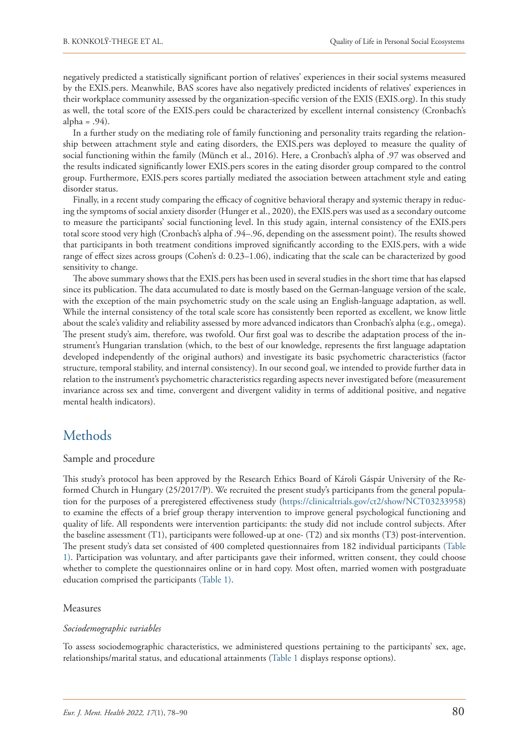negatively predicted a statistically significant portion of relatives' experiences in their social systems measured by the EXIS.pers. Meanwhile, BAS scores have also negatively predicted incidents of relatives' experiences in their workplace community assessed by the organization-specific version of the EXIS (EXIS.org). In this study as well, the total score of the EXIS.pers could be characterized by excellent internal consistency (Cronbach's alpha = .94).

In a further study on the mediating role of family functioning and personality traits regarding the relationship between attachment style and eating disorders, the EXIS.pers was deployed to measure the quality of social functioning within the family (Münch et al., 2016). Here, a Cronbach's alpha of .97 was observed and the results indicated significantly lower EXIS.pers scores in the eating disorder group compared to the control group. Furthermore, EXIS.pers scores partially mediated the association between attachment style and eating disorder status.

Finally, in a recent study comparing the efficacy of cognitive behavioral therapy and systemic therapy in reducing the symptoms of social anxiety disorder (Hunger et al., 2020), the EXIS.pers was used as a secondary outcome to measure the participants' social functioning level. In this study again, internal consistency of the EXIS.pers total score stood very high (Cronbach's alpha of .94–.96, depending on the assessment point). The results showed that participants in both treatment conditions improved significantly according to the EXIS.pers, with a wide range of effect sizes across groups (Cohen's d: 0.23–1.06), indicating that the scale can be characterized by good sensitivity to change.

The above summary shows that the EXIS.pers has been used in several studies in the short time that has elapsed since its publication. The data accumulated to date is mostly based on the German-language version of the scale, with the exception of the main psychometric study on the scale using an English-language adaptation, as well. While the internal consistency of the total scale score has consistently been reported as excellent, we know little about the scale's validity and reliability assessed by more advanced indicators than Cronbach's alpha (e.g., omega). The present study's aim, therefore, was twofold. Our first goal was to describe the adaptation process of the instrument's Hungarian translation (which, to the best of our knowledge, represents the first language adaptation developed independently of the original authors) and investigate its basic psychometric characteristics (factor structure, temporal stability, and internal consistency). In our second goal, we intended to provide further data in relation to the instrument's psychometric characteristics regarding aspects never investigated before (measurement invariance across sex and time, convergent and divergent validity in terms of additional positive, and negative mental health indicators).

# Methods

## Sample and procedure

This study's protocol has been approved by the Research Ethics Board of Károli Gáspár University of the Reformed Church in Hungary (25/2017/P). We recruited the present study's participants from the general population for the purposes of a preregistered effectiveness study (https://clinicaltrials.gov/ct2/show/NCT03233958) to examine the effects of a brief group therapy intervention to improve general psychological functioning and quality of life. All respondents were intervention participants: the study did not include control subjects. After the baseline assessment (T1), participants were followed-up at one- (T2) and six months (T3) post-intervention. The present study's data set consisted of 400 completed questionnaires from 182 individual participants (Table 1). Participation was voluntary, and after participants gave their informed, written consent, they could choose whether to complete the questionnaires online or in hard copy. Most often, married women with postgraduate education comprised the participants (Table 1).

## Measures

### *Sociodemographic variables*

To assess sociodemographic characteristics, we administered questions pertaining to the participants' sex, age, relationships/marital status, and educational attainments (Table 1 displays response options).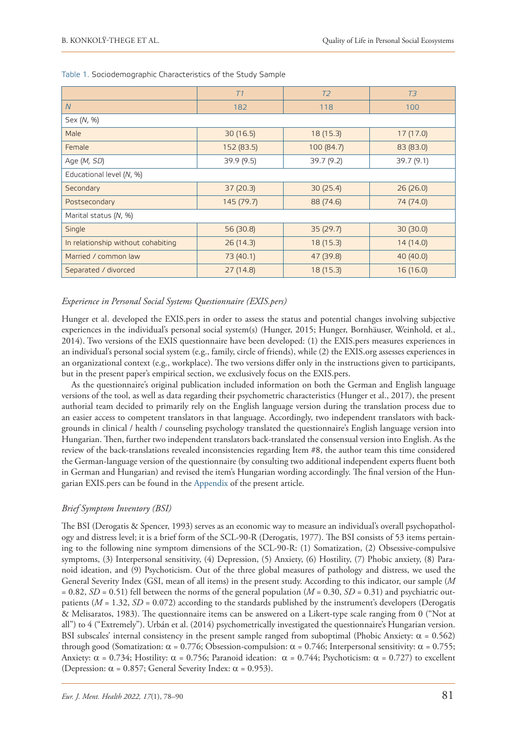Table 1. Sociodemographic Characteristics of the Study Sample

| | *T1* | *T2* | *T3* |
|---|---|---|---|
| *N* | 182 | 118 | 100 |
| Sex (*N*, %) | | | |
| Male | 30 (16.5) | 18 (15.3) | 17 (17.0) |
| Female | 152 (83.5) | 100 (84.7) | 83 (83.0) |
| Age (*M, SD*) | 39.9 (9.5) | 39.7 (9.2) | 39.7 (9.1) |
| Educational level (*N*, %) | | | |
| Secondary | 37 (20.3) | 30 (25.4) | 26 (26.0) |
| Postsecondary | 145 (79.7) | 88 (74.6) | 74 (74.0) |
| Marital status (*N*, %) | | | |
| Single | 56 (30.8) | 35 (29.7) | 30 (30.0) |
| In relationship without cohabiting | 26 (14.3) | 18 (15.3) | 14 (14.0) |
| Married / common law | 73 (40.1) | 47 (39.8) | 40 (40.0) |
| Separated / divorced | 27 (14.8) | 18 (15.3) | 16 (16.0) |

### *Experience in Personal Social Systems Questionnaire (EXIS.pers)*

Hunger et al. developed the EXIS.pers in order to assess the status and potential changes involving subjective experiences in the individual's personal social system(s) (Hunger, 2015; Hunger, Bornhäuser, Weinhold, et al., 2014). Two versions of the EXIS questionnaire have been developed: (1) the EXIS.pers measures experiences in an individual's personal social system (e.g., family, circle of friends), while (2) the EXIS.org assesses experiences in an organizational context (e.g., workplace). The two versions differ only in the instructions given to participants, but in the present paper's empirical section, we exclusively focus on the EXIS.pers.

As the questionnaire's original publication included information on both the German and English language versions of the tool, as well as data regarding their psychometric characteristics (Hunger et al., 2017), the present authorial team decided to primarily rely on the English language version during the translation process due to an easier access to competent translators in that language. Accordingly, two independent translators with backgrounds in clinical / health / counseling psychology translated the questionnaire's English language version into Hungarian. Then, further two independent translators back-translated the consensual version into English. As the review of the back-translations revealed inconsistencies regarding Item #8, the author team this time considered the German-language version of the questionnaire (by consulting two additional independent experts fluent both in German and Hungarian) and revised the item's Hungarian wording accordingly. The final version of the Hungarian EXIS.pers can be found in the Appendix of the present article.

### *Brief Symptom Inventory (BSI)*

The BSI (Derogatis & Spencer, 1993) serves as an economic way to measure an individual's overall psychopathology and distress level; it is a brief form of the SCL-90-R (Derogatis, 1977). The BSI consists of 53 items pertaining to the following nine symptom dimensions of the SCL-90-R: (1) Somatization, (2) Obsessive-compulsive symptoms, (3) Interpersonal sensitivity, (4) Depression, (5) Anxiety, (6) Hostility, (7) Phobic anxiety, (8) Paranoid ideation, and (9) Psychoticism. Out of the three global measures of pathology and distress, we used the General Severity Index (GSI, mean of all items) in the present study. According to this indicator, our sample ($M = 0.82$, $SD = 0.51$) fell between the norms of the general population ($M = 0.30$, $SD = 0.31$) and psychiatric outpatients ($M = 1.32$, $SD = 0.072$) according to the standards published by the instrument's developers (Derogatis & Melisaratos, 1983). The questionnaire items can be answered on a Likert-type scale ranging from 0 ("Not at all") to 4 ("Extremely"). Urbán et al. (2014) psychometrically investigated the questionnaire's Hungarian version. BSI subscales' internal consistency in the present sample ranged from suboptimal (Phobic Anxiety: $\alpha = 0.562$) through good (Somatization: $\alpha = 0.776$; Obsession-compulsion: $\alpha = 0.746$; Interpersonal sensitivity: $\alpha = 0.755$; Anxiety: $\alpha = 0.734$; Hostility: $\alpha = 0.756$; Paranoid ideation: $\alpha = 0.744$; Psychoticism: $\alpha = 0.727$) to excellent (Depression: $\alpha = 0.857$; General Severity Index: $\alpha = 0.953$).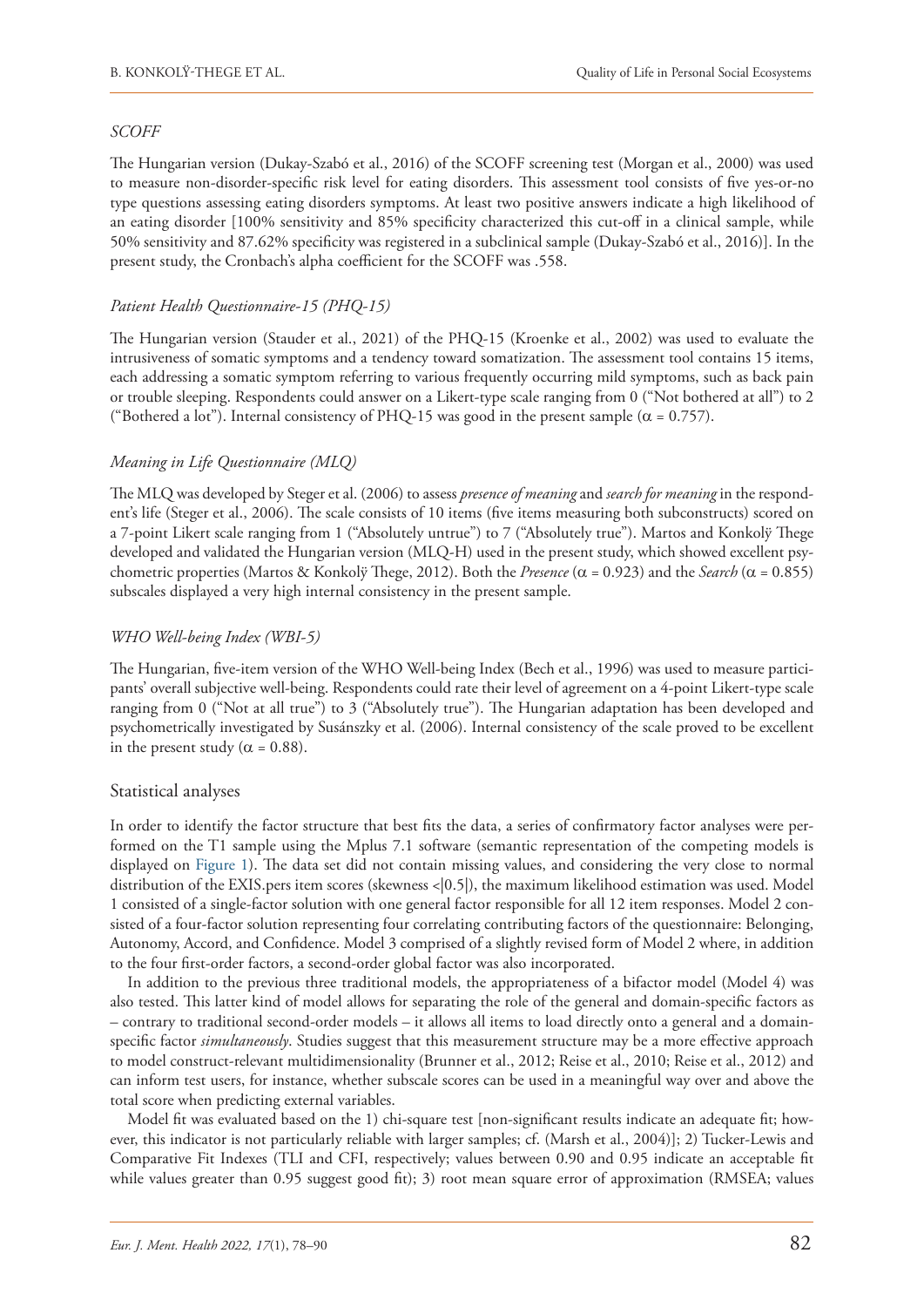*SCOFF*

The Hungarian version (Dukay-Szabó et al., 2016) of the SCOFF screening test (Morgan et al., 2000) was used to measure non-disorder-specific risk level for eating disorders. This assessment tool consists of five yes-or-no type questions assessing eating disorders symptoms. At least two positive answers indicate a high likelihood of an eating disorder [100% sensitivity and 85% specificity characterized this cut-off in a clinical sample, while 50% sensitivity and 87.62% specificity was registered in a subclinical sample (Dukay-Szabó et al., 2016)]. In the present study, the Cronbach's alpha coefficient for the SCOFF was .558.

*Patient Health Questionnaire-15 (PHQ-15)*

The Hungarian version (Stauder et al., 2021) of the PHQ-15 (Kroenke et al., 2002) was used to evaluate the intrusiveness of somatic symptoms and a tendency toward somatization. The assessment tool contains 15 items, each addressing a somatic symptom referring to various frequently occurring mild symptoms, such as back pain or trouble sleeping. Respondents could answer on a Likert-type scale ranging from 0 ("Not bothered at all") to 2 ("Bothered a lot"). Internal consistency of PHQ-15 was good in the present sample ($\alpha = 0.757$).

*Meaning in Life Questionnaire (MLQ)*

The MLQ was developed by Steger et al. (2006) to assess *presence of meaning* and *search for meaning* in the respondent's life (Steger et al., 2006). The scale consists of 10 items (five items measuring both subconstructs) scored on a 7-point Likert scale ranging from 1 ("Absolutely untrue") to 7 ("Absolutely true"). Martos and Konkolÿ Thege developed and validated the Hungarian version (MLQ-H) used in the present study, which showed excellent psychometric properties (Martos & Konkolÿ Thege, 2012). Both the *Presence* ($\alpha = 0.923$) and the *Search* ($\alpha = 0.855$) subscales displayed a very high internal consistency in the present sample.

*WHO Well-being Index (WBI-5)*

The Hungarian, five-item version of the WHO Well-being Index (Bech et al., 1996) was used to measure participants' overall subjective well-being. Respondents could rate their level of agreement on a 4-point Likert-type scale ranging from 0 ("Not at all true") to 3 ("Absolutely true"). The Hungarian adaptation has been developed and psychometrically investigated by Susánszky et al. (2006). Internal consistency of the scale proved to be excellent in the present study ($\alpha = 0.88$).

## Statistical analyses

In order to identify the factor structure that best fits the data, a series of confirmatory factor analyses were performed on the T1 sample using the Mplus 7.1 software (semantic representation of the competing models is displayed on Figure 1). The data set did not contain missing values, and considering the very close to normal distribution of the EXIS.pers item scores (skewness <|0.5|), the maximum likelihood estimation was used. Model 1 consisted of a single-factor solution with one general factor responsible for all 12 item responses. Model 2 consisted of a four-factor solution representing four correlating contributing factors of the questionnaire: Belonging, Autonomy, Accord, and Confidence. Model 3 comprised of a slightly revised form of Model 2 where, in addition to the four first-order factors, a second-order global factor was also incorporated.

In addition to the previous three traditional models, the appropriateness of a bifactor model (Model 4) was also tested. This latter kind of model allows for separating the role of the general and domain-specific factors as – contrary to traditional second-order models – it allows all items to load directly onto a general and a domain-specific factor *simultaneously*. Studies suggest that this measurement structure may be a more effective approach to model construct-relevant multidimensionality (Brunner et al., 2012; Reise et al., 2010; Reise et al., 2012) and can inform test users, for instance, whether subscale scores can be used in a meaningful way over and above the total score when predicting external variables.

Model fit was evaluated based on the 1) chi-square test [non-significant results indicate an adequate fit; however, this indicator is not particularly reliable with larger samples; cf. (Marsh et al., 2004)]; 2) Tucker-Lewis and Comparative Fit Indexes (TLI and CFI, respectively; values between 0.90 and 0.95 indicate an acceptable fit while values greater than 0.95 suggest good fit); 3) root mean square error of approximation (RMSEA; values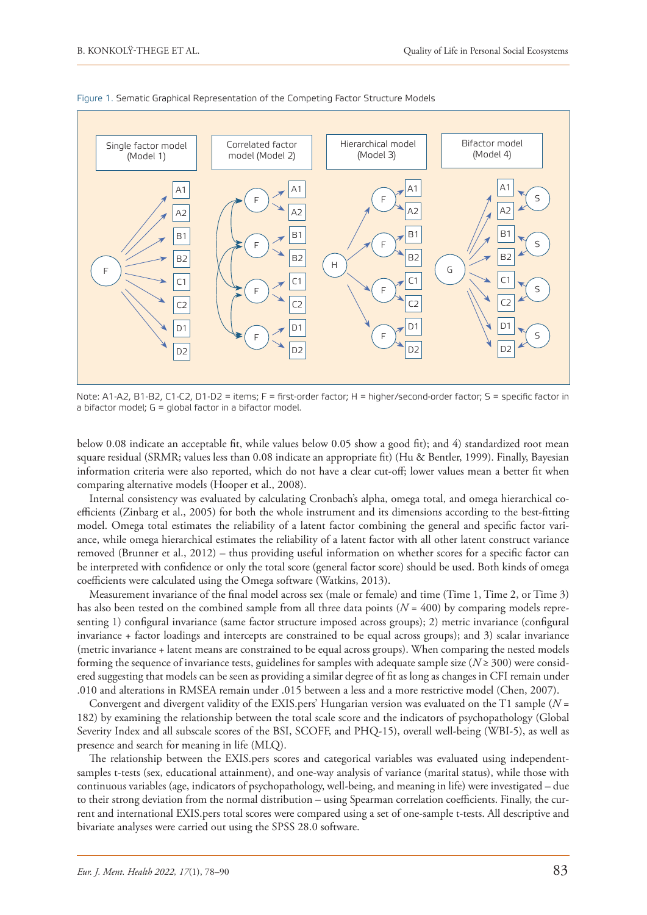Figure 1. Sematic Graphical Representation of the Competing Factor Structure Models

Note: A1-A2, B1-B2, C1-C2, D1-D2 = items; F = first-order factor; H = higher/second-order factor; S = specific factor in a bifactor model; G = global factor in a bifactor model.

below 0.08 indicate an acceptable fit, while values below 0.05 show a good fit); and 4) standardized root mean square residual (SRMR; values less than 0.08 indicate an appropriate fit) (Hu & Bentler, 1999). Finally, Bayesian information criteria were also reported, which do not have a clear cut-off; lower values mean a better fit when comparing alternative models (Hooper et al., 2008).

Internal consistency was evaluated by calculating Cronbach's alpha, omega total, and omega hierarchical coefficients (Zinbarg et al., 2005) for both the whole instrument and its dimensions according to the best-fitting model. Omega total estimates the reliability of a latent factor combining the general and specific factor variance, while omega hierarchical estimates the reliability of a latent factor with all other latent construct variance removed (Brunner et al., 2012) – thus providing useful information on whether scores for a specific factor can be interpreted with confidence or only the total score (general factor score) should be used. Both kinds of omega coefficients were calculated using the Omega software (Watkins, 2013).

Measurement invariance of the final model across sex (male or female) and time (Time 1, Time 2, or Time 3) has also been tested on the combined sample from all three data points ($N$ = 400) by comparing models representing 1) configural invariance (same factor structure imposed across groups); 2) metric invariance (configural invariance + factor loadings and intercepts are constrained to be equal across groups); and 3) scalar invariance (metric invariance + latent means are constrained to be equal across groups). When comparing the nested models forming the sequence of invariance tests, guidelines for samples with adequate sample size ($N \geq 300$) were considered suggesting that models can be seen as providing a similar degree of fit as long as changes in CFI remain under .010 and alterations in RMSEA remain under .015 between a less and a more restrictive model (Chen, 2007).

Convergent and divergent validity of the EXIS.pers' Hungarian version was evaluated on the T1 sample ($N$ = 182) by examining the relationship between the total scale score and the indicators of psychopathology (Global Severity Index and all subscale scores of the BSI, SCOFF, and PHQ-15), overall well-being (WBI-5), as well as presence and search for meaning in life (MLQ).

The relationship between the EXIS.pers scores and categorical variables was evaluated using independent-samples t-tests (sex, educational attainment), and one-way analysis of variance (marital status), while those with continuous variables (age, indicators of psychopathology, well-being, and meaning in life) were investigated – due to their strong deviation from the normal distribution – using Spearman correlation coefficients. Finally, the current and international EXIS.pers total scores were compared using a set of one-sample t-tests. All descriptive and bivariate analyses were carried out using the SPSS 28.0 software.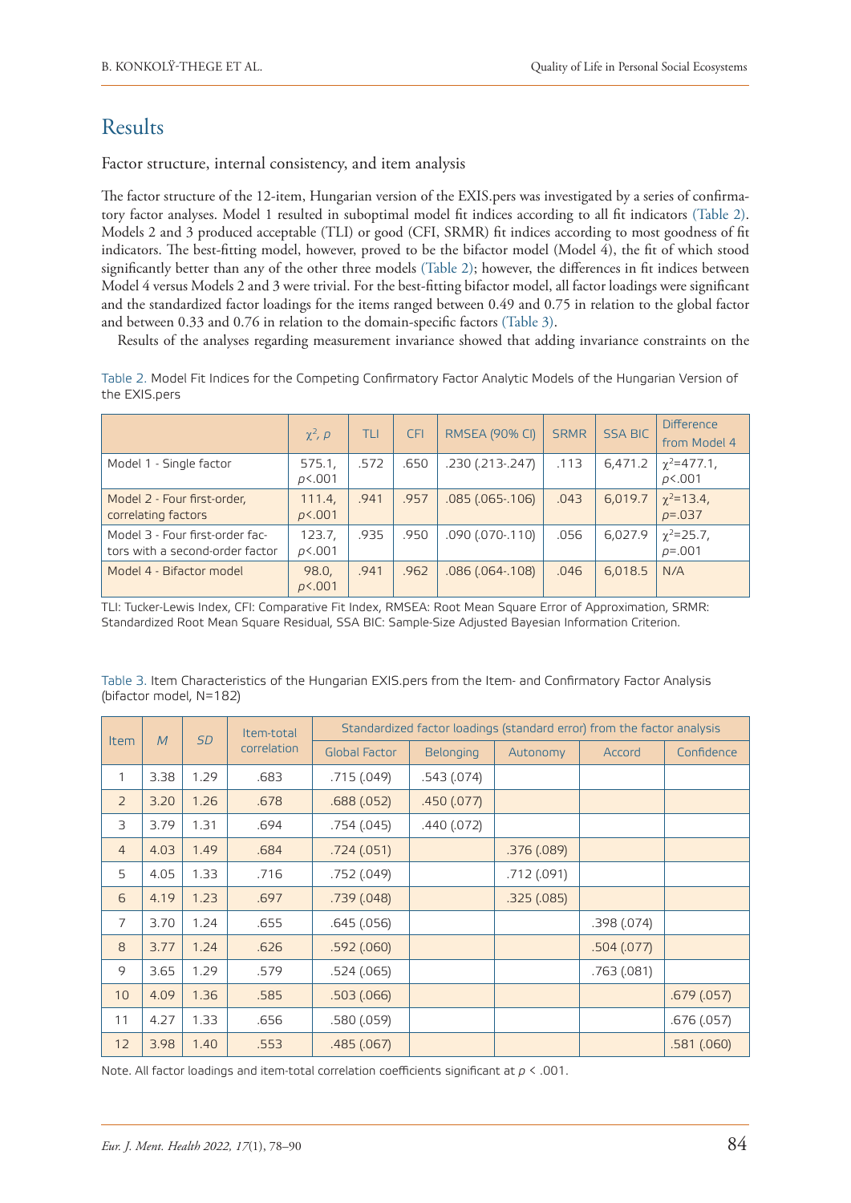## Results

### Factor structure, internal consistency, and item analysis

The factor structure of the 12-item, Hungarian version of the EXIS.pers was investigated by a series of confirmatory factor analyses. Model 1 resulted in suboptimal model fit indices according to all fit indicators (Table 2). Models 2 and 3 produced acceptable (TLI) or good (CFI, SRMR) fit indices according to most goodness of fit indicators. The best-fitting model, however, proved to be the bifactor model (Model 4), the fit of which stood significantly better than any of the other three models (Table 2); however, the differences in fit indices between Model 4 versus Models 2 and 3 were trivial. For the best-fitting bifactor model, all factor loadings were significant and the standardized factor loadings for the items ranged between 0.49 and 0.75 in relation to the global factor and between 0.33 and 0.76 in relation to the domain-specific factors (Table 3).

Results of the analyses regarding measurement invariance showed that adding invariance constraints on the

Table 2. Model Fit Indices for the Competing Confirmatory Factor Analytic Models of the Hungarian Version of the EXIS.pers

| | $\chi^2$, $p$ | TLI | CFI | RMSEA (90% CI) | SRMR | SSA BIC | Difference from Model 4 |
|---|---|---|---|---|---|---|---|
| Model 1 - Single factor | 575.1, $p<.001$ | .572 | .650 | .230 (.213-.247) | .113 | 6,471.2 | $\chi^2$=477.1, $p<.001$ |
| Model 2 - Four first-order, correlating factors | 111.4, $p<.001$ | .941 | .957 | .085 (.065-.106) | .043 | 6,019.7 | $\chi^2$=13.4, $p$=.037 |
| Model 3 - Four first-order factors with a second-order factor | 123.7, $p<.001$ | .935 | .950 | .090 (.070-.110) | .056 | 6,027.9 | $\chi^2$=25.7, $p$=.001 |
| Model 4 - Bifactor model | 98.0, $p<.001$ | .941 | .962 | .086 (.064-.108) | .046 | 6,018.5 | N/A |

TLI: Tucker-Lewis Index, CFI: Comparative Fit Index, RMSEA: Root Mean Square Error of Approximation, SRMR: Standardized Root Mean Square Residual, SSA BIC: Sample-Size Adjusted Bayesian Information Criterion.

Table 3. Item Characteristics of the Hungarian EXIS.pers from the Item- and Confirmatory Factor Analysis (bifactor model, N=182)

| Item | *M* | *SD* | Item-total correlation | Standardized factor loadings (standard error) from the factor analysis | | | | |
|---|---|---|---|---|---|---|---|---|
| | | | | Global Factor | Belonging | Autonomy | Accord | Confidence |
| 1 | 3.38 | 1.29 | .683 | .715 (.049) | .543 (.074) | | | |
| 2 | 3.20 | 1.26 | .678 | .688 (.052) | .450 (.077) | | | |
| 3 | 3.79 | 1.31 | .694 | .754 (.045) | .440 (.072) | | | |
| 4 | 4.03 | 1.49 | .684 | .724 (.051) | | .376 (.089) | | |
| 5 | 4.05 | 1.33 | .716 | .752 (.049) | | .712 (.091) | | |
| 6 | 4.19 | 1.23 | .697 | .739 (.048) | | .325 (.085) | | |
| 7 | 3.70 | 1.24 | .655 | .645 (.056) | | | .398 (.074) | |
| 8 | 3.77 | 1.24 | .626 | .592 (.060) | | | .504 (.077) | |
| 9 | 3.65 | 1.29 | .579 | .524 (.065) | | | .763 (.081) | |
| 10 | 4.09 | 1.36 | .585 | .503 (.066) | | | | .679 (.057) |
| 11 | 4.27 | 1.33 | .656 | .580 (.059) | | | | .676 (.057) |
| 12 | 3.98 | 1.40 | .553 | .485 (.067) | | | | .581 (.060) |

Note. All factor loadings and item-total correlation coefficients significant at $p < .001$.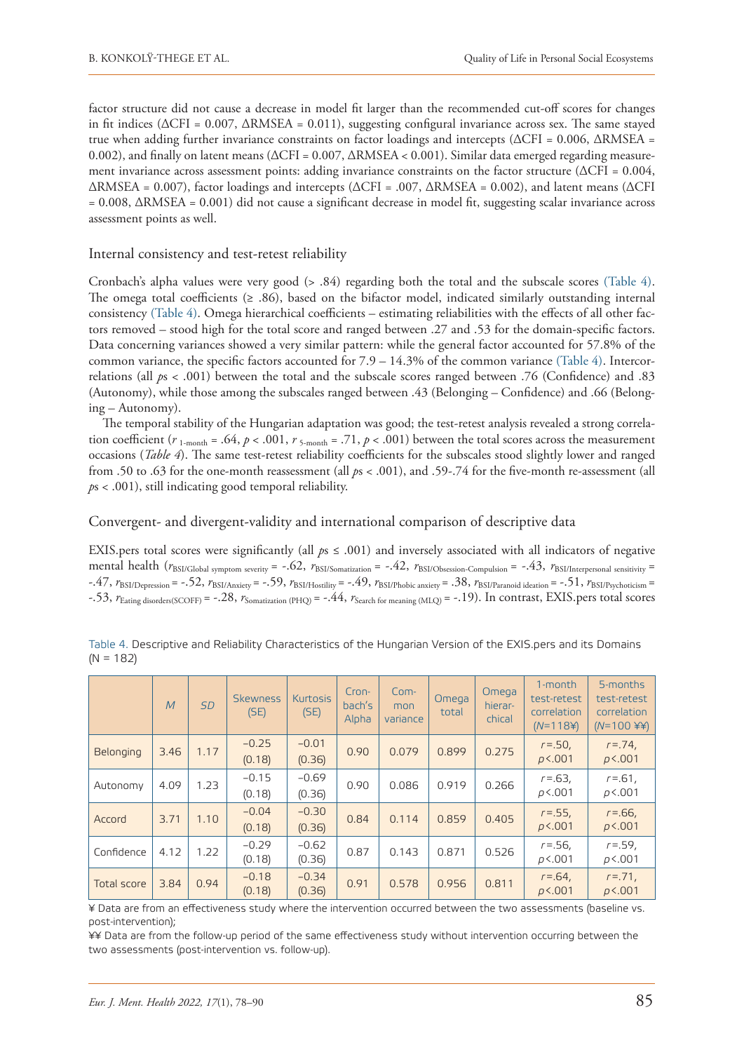factor structure did not cause a decrease in model fit larger than the recommended cut-off scores for changes in fit indices (ΔCFI = 0.007, ΔRMSEA = 0.011), suggesting configural invariance across sex. The same stayed true when adding further invariance constraints on factor loadings and intercepts (ΔCFI = 0.006, ΔRMSEA = 0.002), and finally on latent means (ΔCFI = 0.007, ΔRMSEA < 0.001). Similar data emerged regarding measurement invariance across assessment points: adding invariance constraints on the factor structure (ΔCFI = 0.004, ΔRMSEA = 0.007), factor loadings and intercepts (ΔCFI = .007, ΔRMSEA = 0.002), and latent means (ΔCFI = 0.008, ΔRMSEA = 0.001) did not cause a significant decrease in model fit, suggesting scalar invariance across assessment points as well.

## Internal consistency and test-retest reliability

Cronbach's alpha values were very good (> .84) regarding both the total and the subscale scores (Table 4). The omega total coefficients (≥ .86), based on the bifactor model, indicated similarly outstanding internal consistency (Table 4). Omega hierarchical coefficients – estimating reliabilities with the effects of all other factors removed – stood high for the total score and ranged between .27 and .53 for the domain-specific factors. Data concerning variances showed a very similar pattern: while the general factor accounted for 57.8% of the common variance, the specific factors accounted for 7.9 – 14.3% of the common variance (Table 4). Intercorrelations (all $p$s < .001) between the total and the subscale scores ranged between .76 (Confidence) and .83 (Autonomy), while those among the subscales ranged between .43 (Belonging – Confidence) and .66 (Belonging – Autonomy).

The temporal stability of the Hungarian adaptation was good; the test-retest analysis revealed a strong correlation coefficient ($r_{\text{1-month}} = .64$, $p < .001$, $r_{\text{5-month}} = .71$, $p < .001$) between the total scores across the measurement occasions (*Table 4*). The same test-retest reliability coefficients for the subscales stood slightly lower and ranged from .50 to .63 for the one-month reassessment (all $p$s < .001), and .59-.74 for the five-month re-assessment (all $p$s < .001), still indicating good temporal reliability.

## Convergent- and divergent-validity and international comparison of descriptive data

EXIS.pers total scores were significantly (all $p$s ≤ .001) and inversely associated with all indicators of negative mental health ($r_{\text{BSI/Global symptom severity}} = -.62$, $r_{\text{BSI/Somatization}} = -.42$, $r_{\text{BSI/Obsession-Compulsion}} = -.43$, $r_{\text{BSI/Interpersonal sensitivity}} = -.47$, $r_{\text{BSI/Depression}} = -.52$, $r_{\text{BSI/Anxiety}} = -.59$, $r_{\text{BSI/Hostility}} = -.49$, $r_{\text{BSI/Phobic anxiety}} = .38$, $r_{\text{BSI/Paranoid ideation}} = -.51$, $r_{\text{BSI/Psychoticism}} = -.53$, $r_{\text{Eating disorders(SCOFF)}} = -.28$, $r_{\text{Somatization (PHQ)}} = -.44$, $r_{\text{Search for meaning (MLQ)}} = -.19$). In contrast, EXIS.pers total scores

Table 4. Descriptive and Reliability Characteristics of the Hungarian Version of the EXIS.pers and its Domains (N = 182)

| | *M* | *SD* | Skewness (SE) | Kurtosis (SE) | Cronbach's Alpha | Common variance | Omega total | Omega hierarchical | 1-month test-retest correlation (*N*=118¥) | 5-months test-retest correlation (*N*=100 ¥¥) |
|---|---|---|---|---|---|---|---|---|---|---|
| Belonging | 3.46 | 1.17 | −0.25 (0.18) | −0.01 (0.36) | 0.90 | 0.079 | 0.899 | 0.275 | *r*=.50, *p*<.001 | *r*=.74, *p*<.001 |
| Autonomy | 4.09 | 1.23 | −0.15 (0.18) | −0.69 (0.36) | 0.90 | 0.086 | 0.919 | 0.266 | *r*=.63, *p*<.001 | *r*=.61, *p*<.001 |
| Accord | 3.71 | 1.10 | −0.04 (0.18) | −0.30 (0.36) | 0.84 | 0.114 | 0.859 | 0.405 | *r*=.55, *p*<.001 | *r*=.66, *p*<.001 |
| Confidence | 4.12 | 1.22 | −0.29 (0.18) | −0.62 (0.36) | 0.87 | 0.143 | 0.871 | 0.526 | *r*=.56, *p*<.001 | *r*=.59, *p*<.001 |
| Total score | 3.84 | 0.94 | −0.18 (0.18) | −0.34 (0.36) | 0.91 | 0.578 | 0.956 | 0.811 | *r*=.64, *p*<.001 | *r*=.71, *p*<.001 |

¥ Data are from an effectiveness study where the intervention occurred between the two assessments (baseline vs. post-intervention);

¥¥ Data are from the follow-up period of the same effectiveness study without intervention occurring between the two assessments (post-intervention vs. follow-up).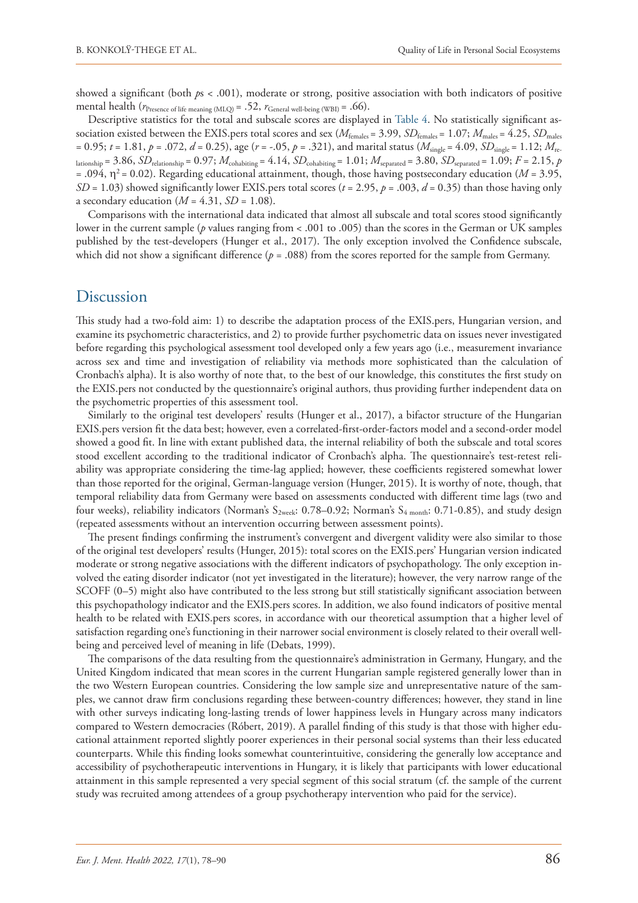showed a significant (both $p$s < .001), moderate or strong, positive association with both indicators of positive mental health ($r_{\text{Presence of life meaning (MLQ)}} = .52$, $r_{\text{General well-being (WBI)}} = .66$).

Descriptive statistics for the total and subscale scores are displayed in Table 4. No statistically significant association existed between the EXIS.pers total scores and sex ($M_{\text{females}} = 3.99$, $SD_{\text{females}} = 1.07$; $M_{\text{males}} = 4.25$, $SD_{\text{males}} = 0.95$; $t = 1.81$, $p = .072$, $d = 0.25$), age ($r = -.05$, $p = .321$), and marital status ($M_{\text{single}} = 4.09$, $SD_{\text{single}} = 1.12$; $M_{\text{relationship}} = 3.86$, $SD_{\text{relationship}} = 0.97$; $M_{\text{cohabiting}} = 4.14$, $SD_{\text{cohabiting}} = 1.01$; $M_{\text{separated}} = 3.80$, $SD_{\text{separated}} = 1.09$; $F = 2.15$, $p = .094$, $\eta^2 = 0.02$). Regarding educational attainment, though, those having postsecondary education ($M = 3.95$, $SD = 1.03$) showed significantly lower EXIS.pers total scores ($t = 2.95$, $p = .003$, $d = 0.35$) than those having only a secondary education ($M = 4.31$, $SD = 1.08$).

Comparisons with the international data indicated that almost all subscale and total scores stood significantly lower in the current sample ($p$ values ranging from < .001 to .005) than the scores in the German or UK samples published by the test-developers (Hunger et al., 2017). The only exception involved the Confidence subscale, which did not show a significant difference ($p = .088$) from the scores reported for the sample from Germany.

## Discussion

This study had a two-fold aim: 1) to describe the adaptation process of the EXIS.pers, Hungarian version, and examine its psychometric characteristics, and 2) to provide further psychometric data on issues never investigated before regarding this psychological assessment tool developed only a few years ago (i.e., measurement invariance across sex and time and investigation of reliability via methods more sophisticated than the calculation of Cronbach's alpha). It is also worthy of note that, to the best of our knowledge, this constitutes the first study on the EXIS.pers not conducted by the questionnaire's original authors, thus providing further independent data on the psychometric properties of this assessment tool.

Similarly to the original test developers' results (Hunger et al., 2017), a bifactor structure of the Hungarian EXIS.pers version fit the data best; however, even a correlated-first-order-factors model and a second-order model showed a good fit. In line with extant published data, the internal reliability of both the subscale and total scores stood excellent according to the traditional indicator of Cronbach's alpha. The questionnaire's test-retest reliability was appropriate considering the time-lag applied; however, these coefficients registered somewhat lower than those reported for the original, German-language version (Hunger, 2015). It is worthy of note, though, that temporal reliability data from Germany were based on assessments conducted with different time lags (two and four weeks), reliability indicators (Norman's $S_{\text{2week}}$: 0.78–0.92; Norman's $S_{\text{4 month}}$: 0.71-0.85), and study design (repeated assessments without an intervention occurring between assessment points).

The present findings confirming the instrument's convergent and divergent validity were also similar to those of the original test developers' results (Hunger, 2015): total scores on the EXIS.pers' Hungarian version indicated moderate or strong negative associations with the different indicators of psychopathology. The only exception involved the eating disorder indicator (not yet investigated in the literature); however, the very narrow range of the SCOFF (0–5) might also have contributed to the less strong but still statistically significant association between this psychopathology indicator and the EXIS.pers scores. In addition, we also found indicators of positive mental health to be related with EXIS.pers scores, in accordance with our theoretical assumption that a higher level of satisfaction regarding one's functioning in their narrower social environment is closely related to their overall well-being and perceived level of meaning in life (Debats, 1999).

The comparisons of the data resulting from the questionnaire's administration in Germany, Hungary, and the United Kingdom indicated that mean scores in the current Hungarian sample registered generally lower than in the two Western European countries. Considering the low sample size and unrepresentative nature of the samples, we cannot draw firm conclusions regarding these between-country differences; however, they stand in line with other surveys indicating long-lasting trends of lower happiness levels in Hungary across many indicators compared to Western democracies (Róbert, 2019). A parallel finding of this study is that those with higher educational attainment reported slightly poorer experiences in their personal social systems than their less educated counterparts. While this finding looks somewhat counterintuitive, considering the generally low acceptance and accessibility of psychotherapeutic interventions in Hungary, it is likely that participants with lower educational attainment in this sample represented a very special segment of this social stratum (cf. the sample of the current study was recruited among attendees of a group psychotherapy intervention who paid for the service).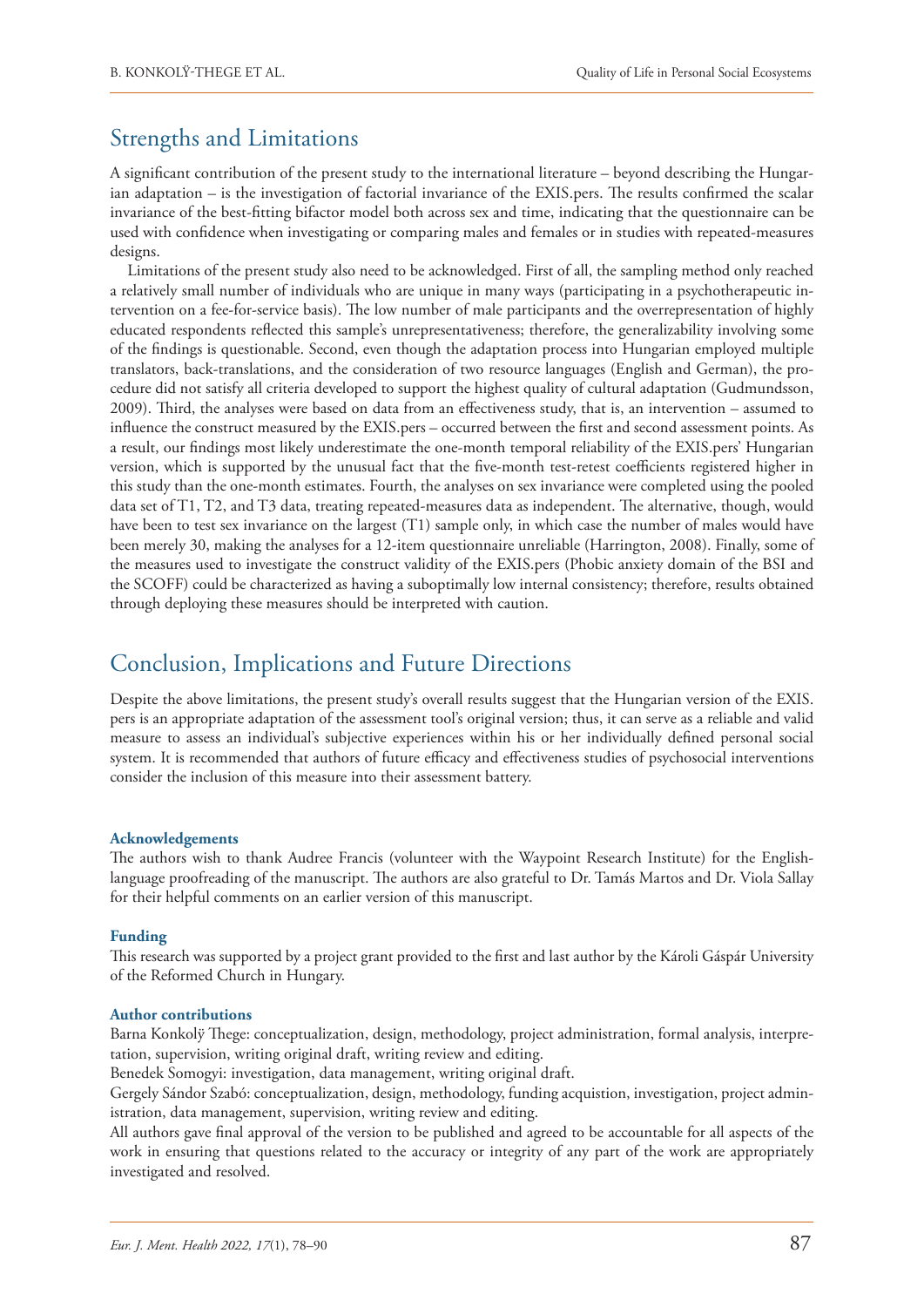## Strengths and Limitations

A significant contribution of the present study to the international literature – beyond describing the Hungarian adaptation – is the investigation of factorial invariance of the EXIS.pers. The results confirmed the scalar invariance of the best-fitting bifactor model both across sex and time, indicating that the questionnaire can be used with confidence when investigating or comparing males and females or in studies with repeated-measures designs.

Limitations of the present study also need to be acknowledged. First of all, the sampling method only reached a relatively small number of individuals who are unique in many ways (participating in a psychotherapeutic intervention on a fee-for-service basis). The low number of male participants and the overrepresentation of highly educated respondents reflected this sample's unrepresentativeness; therefore, the generalizability involving some of the findings is questionable. Second, even though the adaptation process into Hungarian employed multiple translators, back-translations, and the consideration of two resource languages (English and German), the procedure did not satisfy all criteria developed to support the highest quality of cultural adaptation (Gudmundsson, 2009). Third, the analyses were based on data from an effectiveness study, that is, an intervention – assumed to influence the construct measured by the EXIS.pers – occurred between the first and second assessment points. As a result, our findings most likely underestimate the one-month temporal reliability of the EXIS.pers' Hungarian version, which is supported by the unusual fact that the five-month test-retest coefficients registered higher in this study than the one-month estimates. Fourth, the analyses on sex invariance were completed using the pooled data set of T1, T2, and T3 data, treating repeated-measures data as independent. The alternative, though, would have been to test sex invariance on the largest (T1) sample only, in which case the number of males would have been merely 30, making the analyses for a 12-item questionnaire unreliable (Harrington, 2008). Finally, some of the measures used to investigate the construct validity of the EXIS.pers (Phobic anxiety domain of the BSI and the SCOFF) could be characterized as having a suboptimally low internal consistency; therefore, results obtained through deploying these measures should be interpreted with caution.

## Conclusion, Implications and Future Directions

Despite the above limitations, the present study's overall results suggest that the Hungarian version of the EXIS.pers is an appropriate adaptation of the assessment tool's original version; thus, it can serve as a reliable and valid measure to assess an individual's subjective experiences within his or her individually defined personal social system. It is recommended that authors of future efficacy and effectiveness studies of psychosocial interventions consider the inclusion of this measure into their assessment battery.

**Acknowledgements**

The authors wish to thank Audree Francis (volunteer with the Waypoint Research Institute) for the English-language proofreading of the manuscript. The authors are also grateful to Dr. Tamás Martos and Dr. Viola Sallay for their helpful comments on an earlier version of this manuscript.

**Funding**

This research was supported by a project grant provided to the first and last author by the Károli Gáspár University of the Reformed Church in Hungary.

**Author contributions**

Barna Konkolÿ Thege: conceptualization, design, methodology, project administration, formal analysis, interpretation, supervision, writing original draft, writing review and editing.

Benedek Somogyi: investigation, data management, writing original draft.

Gergely Sándor Szabó: conceptualization, design, methodology, funding acquistion, investigation, project administration, data management, supervision, writing review and editing.

All authors gave final approval of the version to be published and agreed to be accountable for all aspects of the work in ensuring that questions related to the accuracy or integrity of any part of the work are appropriately investigated and resolved.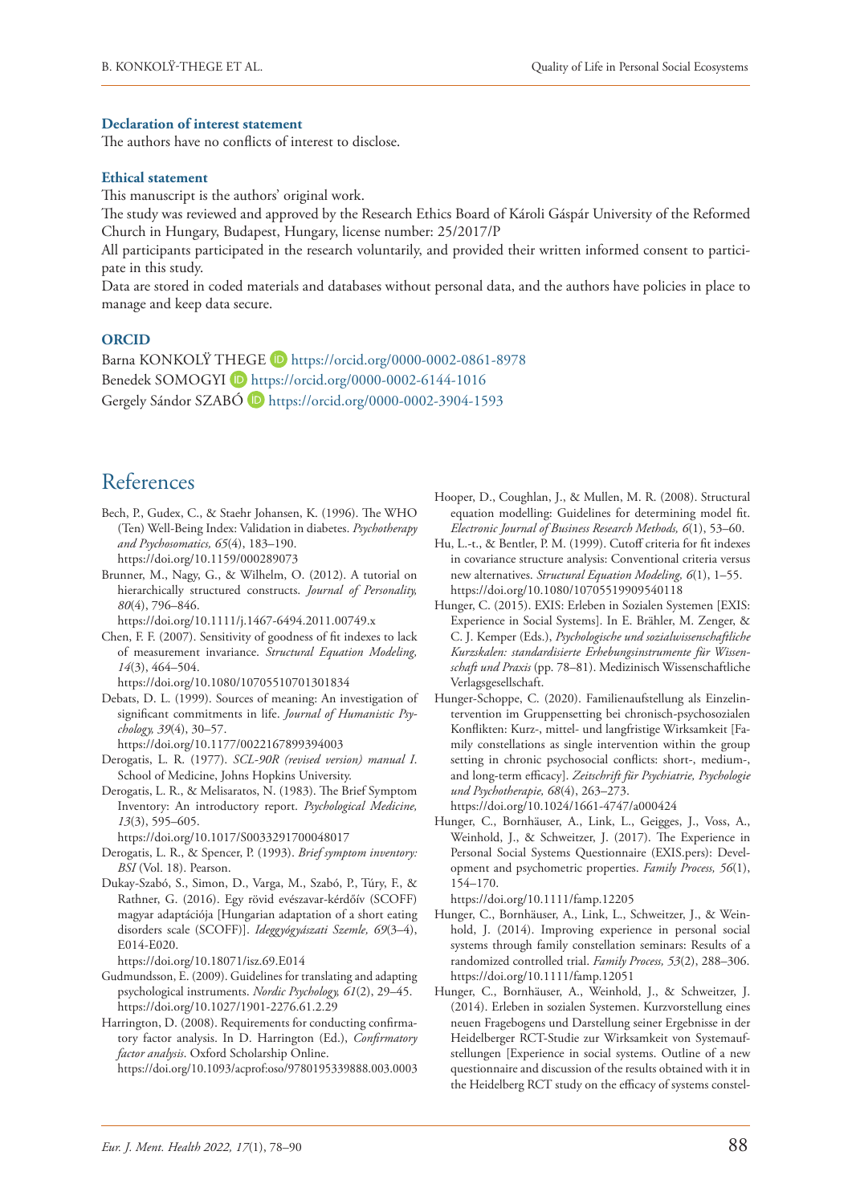### Declaration of interest statement

The authors have no conflicts of interest to disclose.

### Ethical statement

This manuscript is the authors' original work.

The study was reviewed and approved by the Research Ethics Board of Károli Gáspár University of the Reformed Church in Hungary, Budapest, Hungary, license number: 25/2017/P

All participants participated in the research voluntarily, and provided their written informed consent to participate in this study.

Data are stored in coded materials and databases without personal data, and the authors have policies in place to manage and keep data secure.

### ORCID

Barna KONKOLŸ THEGE https://orcid.org/0000-0002-0861-8978
Benedek SOMOGYI https://orcid.org/0000-0002-6144-1016
Gergely Sándor SZABÓ https://orcid.org/0000-0002-3904-1593

## References

Bech, P., Gudex, C., & Staehr Johansen, K. (1996). The WHO (Ten) Well-Being Index: Validation in diabetes. *Psychotherapy and Psychosomatics, 65*(4), 183–190. https://doi.org/10.1159/000289073

Brunner, M., Nagy, G., & Wilhelm, O. (2012). A tutorial on hierarchically structured constructs. *Journal of Personality, 80*(4), 796–846. https://doi.org/10.1111/j.1467-6494.2011.00749.x

Chen, F. F. (2007). Sensitivity of goodness of fit indexes to lack of measurement invariance. *Structural Equation Modeling, 14*(3), 464–504. https://doi.org/10.1080/10705510701301834

Debats, D. L. (1999). Sources of meaning: An investigation of significant commitments in life. *Journal of Humanistic Psychology, 39*(4), 30–57. https://doi.org/10.1177/0022167899394003

Derogatis, L. R. (1977). *SCL-90R (revised version) manual I*. School of Medicine, Johns Hopkins University.

Derogatis, L. R., & Melisaratos, N. (1983). The Brief Symptom Inventory: An introductory report. *Psychological Medicine, 13*(3), 595–605. https://doi.org/10.1017/S0033291700048017

Derogatis, L. R., & Spencer, P. (1993). *Brief symptom inventory: BSI* (Vol. 18). Pearson.

Dukay-Szabó, S., Simon, D., Varga, M., Szabó, P., Túry, F., & Rathner, G. (2016). Egy rövid evészavar-kérdőív (SCOFF) magyar adaptációja [Hungarian adaptation of a short eating disorders scale (SCOFF)]. *Ideggyógyászati Szemle, 69*(3–4), E014-E020. https://doi.org/10.18071/isz.69.E014

Gudmundsson, E. (2009). Guidelines for translating and adapting psychological instruments. *Nordic Psychology, 61*(2), 29–45. https://doi.org/10.1027/1901-2276.61.2.29

Harrington, D. (2008). Requirements for conducting confirmatory factor analysis. In D. Harrington (Ed.), *Confirmatory factor analysis*. Oxford Scholarship Online. https://doi.org/10.1093/acprof:oso/9780195339888.003.0003

Hooper, D., Coughlan, J., & Mullen, M. R. (2008). Structural equation modelling: Guidelines for determining model fit. *Electronic Journal of Business Research Methods, 6*(1), 53–60.

Hu, L.-t., & Bentler, P. M. (1999). Cutoff criteria for fit indexes in covariance structure analysis: Conventional criteria versus new alternatives. *Structural Equation Modeling, 6*(1), 1–55. https://doi.org/10.1080/10705519909540118

Hunger, C. (2015). EXIS: Erleben in Sozialen Systemen [EXIS: Experience in Social Systems]. In E. Brähler, M. Zenger, & C. J. Kemper (Eds.), *Psychologische und sozialwissenschaftliche Kurzskalen: standardisierte Erhebungsinstrumente für Wissenschaft und Praxis* (pp. 78–81). Medizinisch Wissenschaftliche Verlagsgesellschaft.

Hunger-Schoppe, C. (2020). Familienaufstellung als Einzelintervention im Gruppensetting bei chronisch-psychosozialen Konflikten: Kurz-, mittel- und langfristige Wirksamkeit [Family constellations as single intervention within the group setting in chronic psychosocial conflicts: short-, medium-, and long-term efficacy]. *Zeitschrift für Psychiatrie, Psychologie und Psychotherapie, 68*(4), 263–273. https://doi.org/10.1024/1661-4747/a000424

Hunger, C., Bornhäuser, A., Link, L., Geigges, J., Voss, A., Weinhold, J., & Schweitzer, J. (2017). The Experience in Personal Social Systems Questionnaire (EXIS.pers): Development and psychometric properties. *Family Process, 56*(1), 154–170. https://doi.org/10.1111/famp.12205

Hunger, C., Bornhäuser, A., Link, L., Schweitzer, J., & Weinhold, J. (2014). Improving experience in personal social systems through family constellation seminars: Results of a randomized controlled trial. *Family Process, 53*(2), 288–306. https://doi.org/10.1111/famp.12051

Hunger, C., Bornhäuser, A., Weinhold, J., & Schweitzer, J. (2014). Erleben in sozialen Systemen. Kurzvorstellung eines neuen Fragebogens und Darstellung seiner Ergebnisse in der Heidelberger RCT-Studie zur Wirksamkeit von Systemaufstellungen [Experience in social systems. Outline of a new questionnaire and discussion of the results obtained with it in the Heidelberg RCT study on the efficacy of systems constel-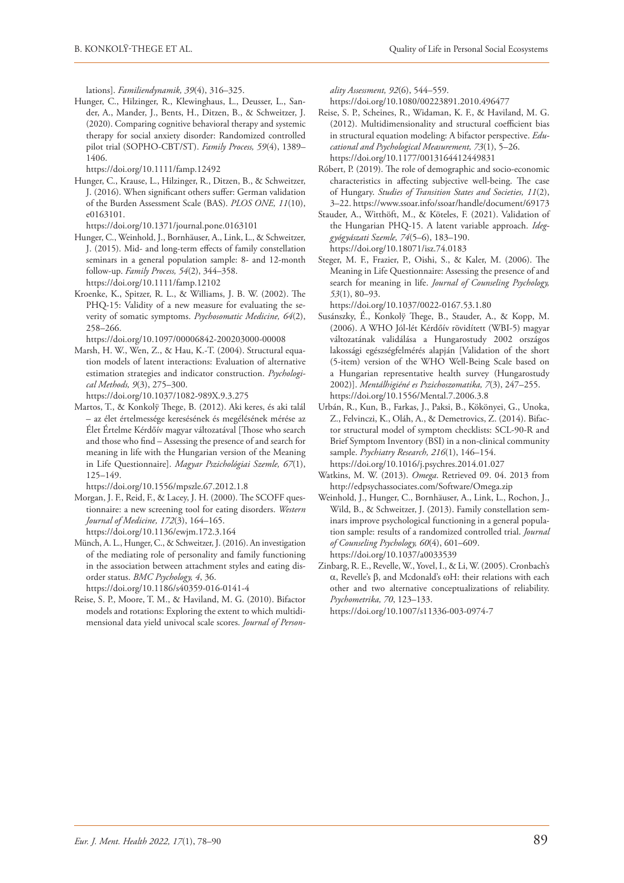lations]. *Familiendynamik, 39*(4), 316–325.

Hunger, C., Hilzinger, R., Klewinghaus, L., Deusser, L., Sander, A., Mander, J., Bents, H., Ditzen, B., & Schweitzer, J. (2020). Comparing cognitive behavioral therapy and systemic therapy for social anxiety disorder: Randomized controlled pilot trial (SOPHO-CBT/ST). *Family Process, 59*(4), 1389–1406. https://doi.org/10.1111/famp.12492

Hunger, C., Krause, L., Hilzinger, R., Ditzen, B., & Schweitzer, J. (2016). When significant others suffer: German validation of the Burden Assessment Scale (BAS). *PLOS ONE, 11*(10), e0163101. https://doi.org/10.1371/journal.pone.0163101

Hunger, C., Weinhold, J., Bornhäuser, A., Link, L., & Schweitzer, J. (2015). Mid- and long-term effects of family constellation seminars in a general population sample: 8- and 12-month follow-up. *Family Process, 54*(2), 344–358. https://doi.org/10.1111/famp.12102

Kroenke, K., Spitzer, R. L., & Williams, J. B. W. (2002). The PHQ-15: Validity of a new measure for evaluating the severity of somatic symptoms. *Psychosomatic Medicine, 64*(2), 258–266. https://doi.org/10.1097/00006842-200203000-00008

Marsh, H. W., Wen, Z., & Hau, K.-T. (2004). Structural equation models of latent interactions: Evaluation of alternative estimation strategies and indicator construction. *Psychological Methods, 9*(3), 275–300. https://doi.org/10.1037/1082-989X.9.3.275

Martos, T., & Konkolÿ Thege, B. (2012). Aki keres, és aki talál – az élet értelmessége keresésének és megélésének mérése az Élet Értelme Kérdőív magyar változatával [Those who search and those who find – Assessing the presence of and search for meaning in life with the Hungarian version of the Meaning in Life Questionnaire]. *Magyar Pszichológiai Szemle, 67*(1), 125–149. https://doi.org/10.1556/mpszle.67.2012.1.8

Morgan, J. F., Reid, F., & Lacey, J. H. (2000). The SCOFF questionnaire: a new screening tool for eating disorders. *Western Journal of Medicine, 172*(3), 164–165. https://doi.org/10.1136/ewjm.172.3.164

Münch, A. L., Hunger, C., & Schweitzer, J. (2016). An investigation of the mediating role of personality and family functioning in the association between attachment styles and eating disorder status. *BMC Psychology, 4*, 36. https://doi.org/10.1186/s40359-016-0141-4

Reise, S. P., Moore, T. M., & Haviland, M. G. (2010). Bifactor models and rotations: Exploring the extent to which multidimensional data yield univocal scale scores. *Journal of Personality Assessment, 92*(6), 544–559. https://doi.org/10.1080/00223891.2010.496477

Reise, S. P., Scheines, R., Widaman, K. F., & Haviland, M. G. (2012). Multidimensionality and structural coefficient bias in structural equation modeling: A bifactor perspective. *Educational and Psychological Measurement, 73*(1), 5–26. https://doi.org/10.1177/0013164412449831

Róbert, P. (2019). The role of demographic and socio-economic characteristics in affecting subjective well-being. The case of Hungary. *Studies of Transition States and Societies, 11*(2), 3–22. https://www.ssoar.info/ssoar/handle/document/69173

Stauder, A., Witthöft, M., & Köteles, F. (2021). Validation of the Hungarian PHQ-15. A latent variable approach. *Ideggyógyászati Szemle, 74*(5–6), 183–190. https://doi.org/10.18071/isz.74.0183

Steger, M. F., Frazier, P., Oishi, S., & Kaler, M. (2006). The Meaning in Life Questionnaire: Assessing the presence of and search for meaning in life. *Journal of Counseling Psychology, 53*(1), 80–93. https://doi.org/10.1037/0022-0167.53.1.80

Susánszky, É., Konkolÿ Thege, B., Stauder, A., & Kopp, M. (2006). A WHO Jól-lét Kérdőív rövidített (WBI-5) magyar változatának validálása a Hungarostudy 2002 országos lakossági egészségfelmérés alapján [Validation of the short (5-item) version of the WHO Well-Being Scale based on a Hungarian representative health survey (Hungarostudy 2002)]. *Mentálhigiéné es Pszichoszomatika, 7*(3), 247–255. https://doi.org/10.1556/Mental.7.2006.3.8

Urbán, R., Kun, B., Farkas, J., Paksi, B., Kökönyei, G., Unoka, Z., Felvinczi, K., Oláh, A., & Demetrovics, Z. (2014). Bifactor structural model of symptom checklists: SCL-90-R and Brief Symptom Inventory (BSI) in a non-clinical community sample. *Psychiatry Research, 216*(1), 146–154. https://doi.org/10.1016/j.psychres.2014.01.027

Watkins, M. W. (2013). *Omega*. Retrieved 09. 04. 2013 from http://edpsychassociates.com/Software/Omega.zip

Weinhold, J., Hunger, C., Bornhäuser, A., Link, L., Rochon, J., Wild, B., & Schweitzer, J. (2013). Family constellation seminars improve psychological functioning in a general population sample: results of a randomized controlled trial. *Journal of Counseling Psychology, 60*(4), 601–609. https://doi.org/10.1037/a0033539

Zinbarg, R. E., Revelle, W., Yovel, I., & Li, W. (2005). Cronbach's α, Revelle's β, and Mcdonald's ωH: their relations with each other and two alternative conceptualizations of reliability. *Psychometrika, 70*, 123–133. https://doi.org/10.1007/s11336-003-0974-7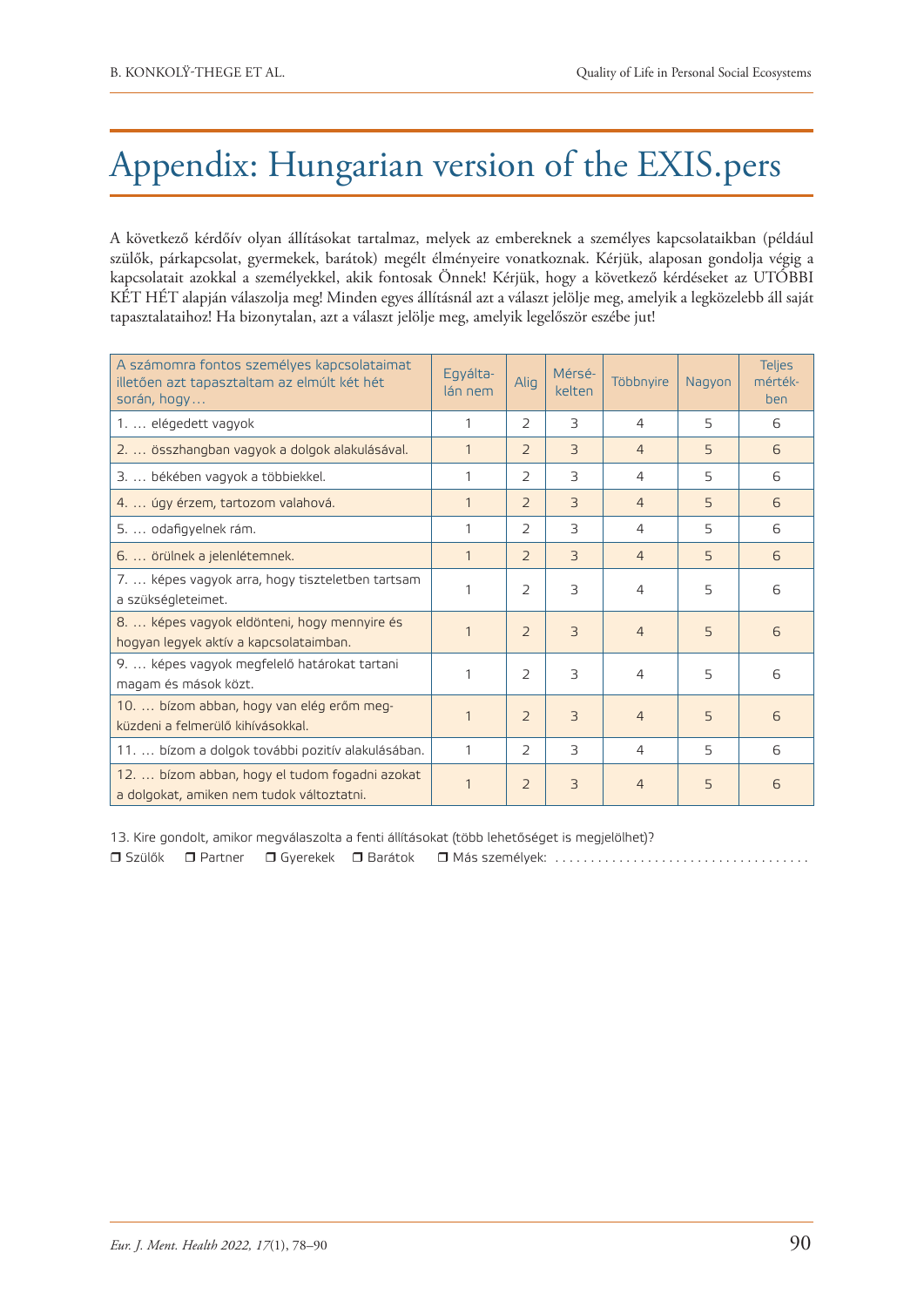# Appendix: Hungarian version of the EXIS.pers

A következő kérdőív olyan állításokat tartalmaz, melyek az embereknek a személyes kapcsolataikban (például szülők, párkapcsolat, gyermekek, barátok) megélt élményeire vonatkoznak. Kérjük, alaposan gondolja végig a kapcsolatait azokkal a személyekkel, akik fontosak Önnek! Kérjük, hogy a következő kérdéseket az UTÓBBI KÉT HÉT alapján válaszolja meg! Minden egyes állításnál azt a választ jelölje meg, amelyik a legközelebb áll saját tapasztalataihoz! Ha bizonytalan, azt a választ jelölje meg, amelyik legelőször eszébe jut!

| A számomra fontos személyes kapcsolataimat illetően azt tapasztaltam az elmúlt két hét során, hogy… | Egyáltalán nem | Alig | Mérsékelten | Többnyire | Nagyon | Teljes mértékben |
|---|---|---|---|---|---|---|
| 1. … elégedett vagyok | 1 | 2 | 3 | 4 | 5 | 6 |
| 2. … összhangban vagyok a dolgok alakulásával. | 1 | 2 | 3 | 4 | 5 | 6 |
| 3. … békében vagyok a többiekkel. | 1 | 2 | 3 | 4 | 5 | 6 |
| 4. … úgy érzem, tartozom valahová. | 1 | 2 | 3 | 4 | 5 | 6 |
| 5. … odafigyelnek rám. | 1 | 2 | 3 | 4 | 5 | 6 |
| 6. … örülnek a jelenlétemnek. | 1 | 2 | 3 | 4 | 5 | 6 |
| 7. … képes vagyok arra, hogy tiszteletben tartsam a szükségleteimet. | 1 | 2 | 3 | 4 | 5 | 6 |
| 8. … képes vagyok eldönteni, hogy mennyire és hogyan legyek aktív a kapcsolataimban. | 1 | 2 | 3 | 4 | 5 | 6 |
| 9. … képes vagyok megfelelő határokat tartani magam és mások közt. | 1 | 2 | 3 | 4 | 5 | 6 |
| 10. … bízom abban, hogy van elég erőm megküzdeni a felmerülő kihívásokkal. | 1 | 2 | 3 | 4 | 5 | 6 |
| 11. … bízom a dolgok további pozitív alakulásában. | 1 | 2 | 3 | 4 | 5 | 6 |
| 12. … bízom abban, hogy el tudom fogadni azokat a dolgokat, amiken nem tudok változtatni. | 1 | 2 | 3 | 4 | 5 | 6 |

13. Kire gondolt, amikor megválaszolta a fenti állításokat (több lehetőséget is megjelölhet)?

❐ Szülők ❐ Partner ❐ Gyerekek ❐ Barátok ❐ Más személyek: ....................................